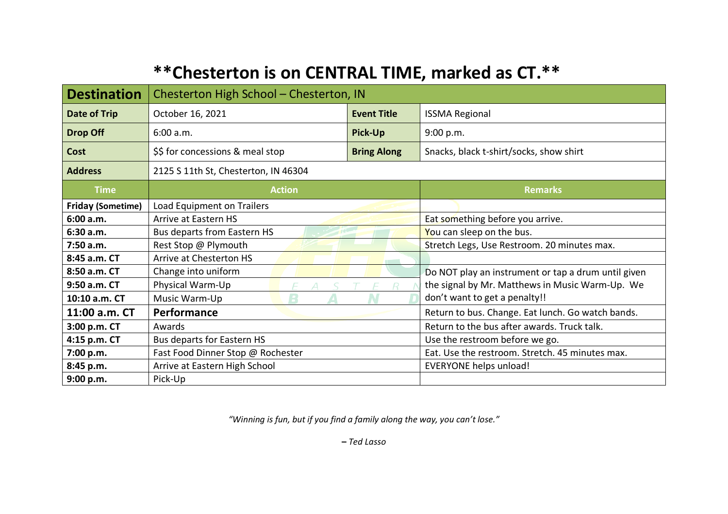# **Chesterton is on CENTRAL TIME, marked as CT.**

| **Destination** | Chesterton High School – Chesterton, IN | | |
|---|---|---|---|
| **Date of Trip** | October 16, 2021 | **Event Title** | ISSMA Regional |
| **Drop Off** | 6:00 a.m. | **Pick-Up** | 9:00 p.m. |
| **Cost** | $$ for concessions & meal stop | **Bring Along** | Snacks, black t-shirt/socks, show shirt |
| **Address** | 2125 S 11th St, Chesterton, IN 46304 | | |

| Time | Action | Remarks |
|---|---|---|
| **Friday (Sometime)** | Load Equipment on Trailers | |
| **6:00 a.m.** | Arrive at Eastern HS | Eat something before you arrive. |
| **6:30 a.m.** | Bus departs from Eastern HS | You can sleep on the bus. |
| **7:50 a.m.** | Rest Stop @ Plymouth | Stretch Legs, Use Restroom. 20 minutes max. |
| **8:45 a.m. CT** | Arrive at Chesterton HS | |
| **8:50 a.m. CT** | Change into uniform | Do NOT play an instrument or tap a drum until given the signal by Mr. Matthews in Music Warm-Up. We don't want to get a penalty!! |
| **9:50 a.m. CT** | Physical Warm-Up | |
| **10:10 a.m. CT** | Music Warm-Up | |
| **11:00 a.m. CT** | **Performance** | Return to bus. Change. Eat lunch. Go watch bands. |
| **3:00 p.m. CT** | Awards | Return to the bus after awards. Truck talk. |
| **4:15 p.m. CT** | Bus departs for Eastern HS | Use the restroom before we go. |
| **7:00 p.m.** | Fast Food Dinner Stop @ Rochester | Eat. Use the restroom. Stretch. 45 minutes max. |
| **8:45 p.m.** | Arrive at Eastern High School | EVERYONE helps unload! |
| **9:00 p.m.** | Pick-Up | |

*"Winning is fun, but if you find a family along the way, you can't lose."*

*– Ted Lasso*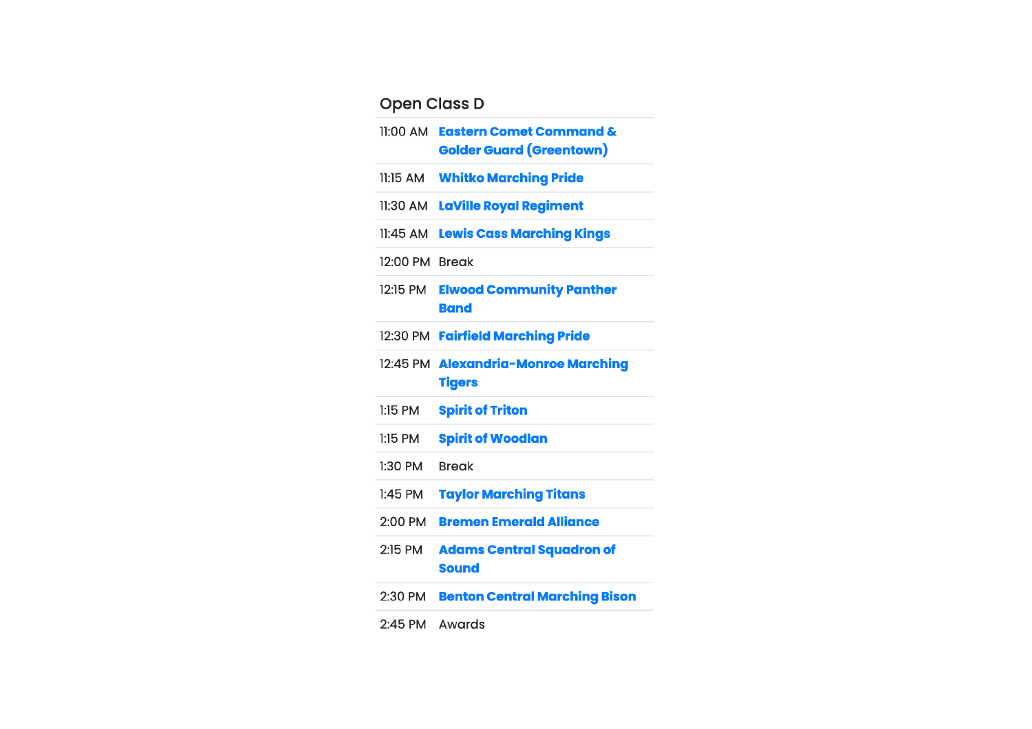## Open Class D

| | |
|---|---|
| 11:00 AM | **Eastern Comet Command & Golder Guard (Greentown)** |
| 11:15 AM | **Whitko Marching Pride** |
| 11:30 AM | **LaVille Royal Regiment** |
| 11:45 AM | **Lewis Cass Marching Kings** |
| 12:00 PM | Break |
| 12:15 PM | **Elwood Community Panther Band** |
| 12:30 PM | **Fairfield Marching Pride** |
| 12:45 PM | **Alexandria-Monroe Marching Tigers** |
| 1:15 PM | **Spirit of Triton** |
| 1:15 PM | **Spirit of Woodlan** |
| 1:30 PM | Break |
| 1:45 PM | **Taylor Marching Titans** |
| 2:00 PM | **Bremen Emerald Alliance** |
| 2:15 PM | **Adams Central Squadron of Sound** |
| 2:30 PM | **Benton Central Marching Bison** |
| 2:45 PM | Awards |